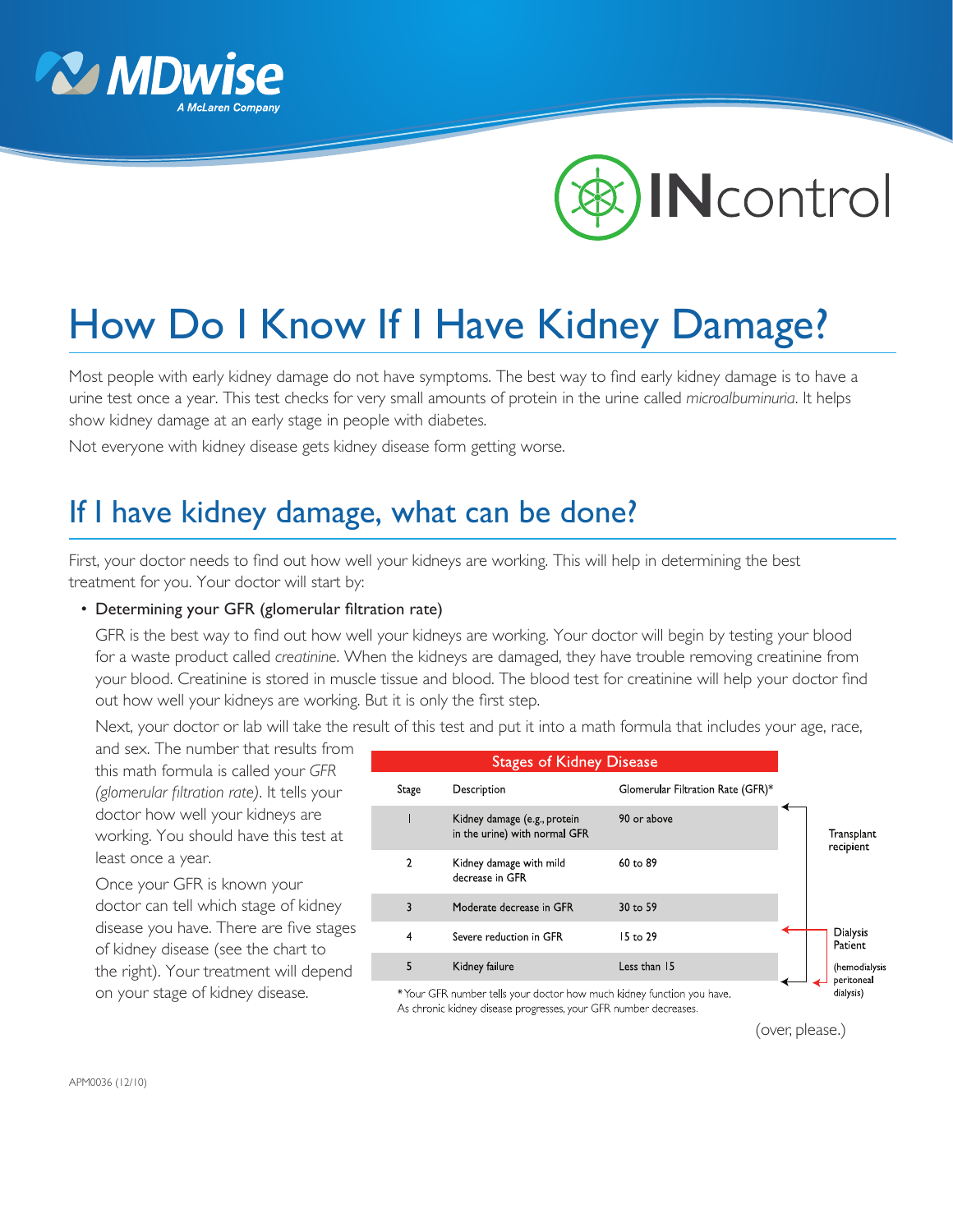MDwise
A McLaren Company

INcontrol

# How Do I Know If I Have Kidney Damage?

Most people with early kidney damage do not have symptoms. The best way to find early kidney damage is to have a urine test once a year. This test checks for very small amounts of protein in the urine called *microalbuminuria*. It helps show kidney damage at an early stage in people with diabetes.

Not everyone with kidney disease gets kidney disease form getting worse.

## If I have kidney damage, what can be done?

First, your doctor needs to find out how well your kidneys are working. This will help in determining the best treatment for you. Your doctor will start by:

- Determining your GFR (glomerular filtration rate)

  GFR is the best way to find out how well your kidneys are working. Your doctor will begin by testing your blood for a waste product called *creatinine*. When the kidneys are damaged, they have trouble removing creatinine from your blood. Creatinine is stored in muscle tissue and blood. The blood test for creatinine will help your doctor find out how well your kidneys are working. But it is only the first step.

  Next, your doctor or lab will take the result of this test and put it into a math formula that includes your age, race, and sex. The number that results from this math formula is called your *GFR (glomerular filtration rate)*. It tells your doctor how well your kidneys are working. You should have this test at least once a year.

  Once your GFR is known your doctor can tell which stage of kidney disease you have. There are five stages of kidney disease (see the chart to the right). Your treatment will depend on your stage of kidney disease.

**Stages of Kidney Disease**

| Stage | Description | Glomerular Filtration Rate (GFR)* | |
|---|---|---|---|
| 1 | Kidney damage (e.g., protein in the urine) with normal GFR | 90 or above | Transplant recipient (Stages 1–5) |
| 2 | Kidney damage with mild decrease in GFR | 60 to 89 | |
| 3 | Moderate decrease in GFR | 30 to 59 | |
| 4 | Severe reduction in GFR | 15 to 29 | Dialysis Patient (hemodialysis peritoneal dialysis) (Stages 4–5) |
| 5 | Kidney failure | Less than 15 | |

* Your GFR number tells your doctor how much kidney function you have. As chronic kidney disease progresses, your GFR number decreases.

(over, please.)

APM0036 (12/10)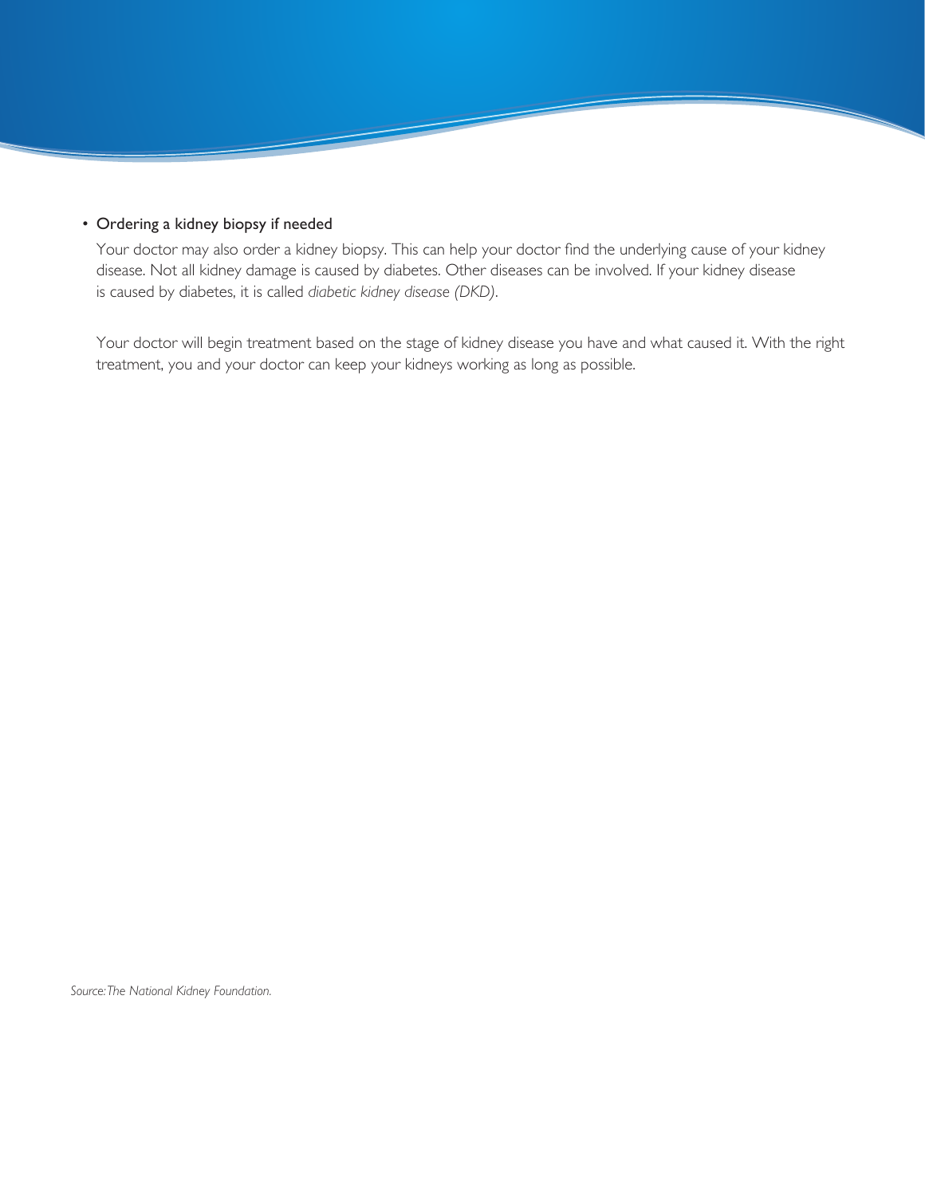- Ordering a kidney biopsy if needed

  Your doctor may also order a kidney biopsy. This can help your doctor find the underlying cause of your kidney disease. Not all kidney damage is caused by diabetes. Other diseases can be involved. If your kidney disease is caused by diabetes, it is called *diabetic kidney disease (DKD)*.

  Your doctor will begin treatment based on the stage of kidney disease you have and what caused it. With the right treatment, you and your doctor can keep your kidneys working as long as possible.

*Source: The National Kidney Foundation.*